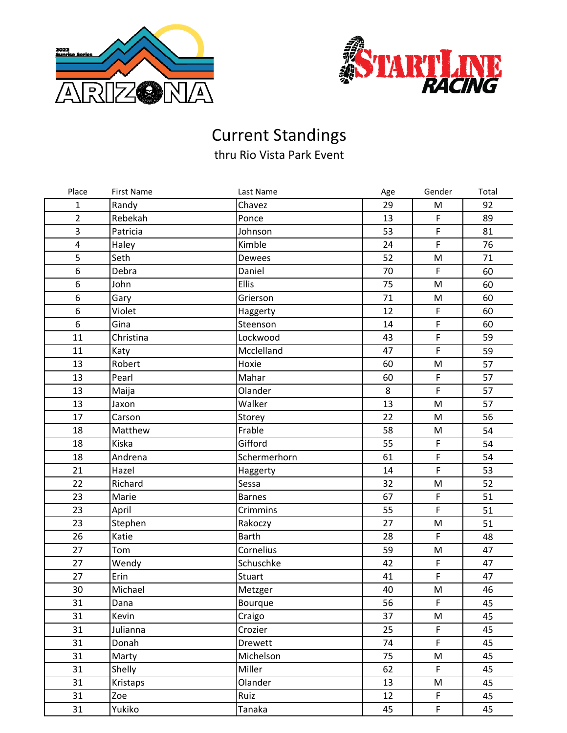# Current Standings

thru Rio Vista Park Event

| Place | First Name | Last Name | Age | Gender | Total |
|---|---|---|---|---|---|
| 1 | Randy | Chavez | 29 | M | 92 |
| 2 | Rebekah | Ponce | 13 | F | 89 |
| 3 | Patricia | Johnson | 53 | F | 81 |
| 4 | Haley | Kimble | 24 | F | 76 |
| 5 | Seth | Dewees | 52 | M | 71 |
| 6 | Debra | Daniel | 70 | F | 60 |
| 6 | John | Ellis | 75 | M | 60 |
| 6 | Gary | Grierson | 71 | M | 60 |
| 6 | Violet | Haggerty | 12 | F | 60 |
| 6 | Gina | Steenson | 14 | F | 60 |
| 11 | Christina | Lockwood | 43 | F | 59 |
| 11 | Katy | Mcclelland | 47 | F | 59 |
| 13 | Robert | Hoxie | 60 | M | 57 |
| 13 | Pearl | Mahar | 60 | F | 57 |
| 13 | Maija | Olander | 8 | F | 57 |
| 13 | Jaxon | Walker | 13 | M | 57 |
| 17 | Carson | Storey | 22 | M | 56 |
| 18 | Matthew | Frable | 58 | M | 54 |
| 18 | Kiska | Gifford | 55 | F | 54 |
| 18 | Andrena | Schermerhorn | 61 | F | 54 |
| 21 | Hazel | Haggerty | 14 | F | 53 |
| 22 | Richard | Sessa | 32 | M | 52 |
| 23 | Marie | Barnes | 67 | F | 51 |
| 23 | April | Crimmins | 55 | F | 51 |
| 23 | Stephen | Rakoczy | 27 | M | 51 |
| 26 | Katie | Barth | 28 | F | 48 |
| 27 | Tom | Cornelius | 59 | M | 47 |
| 27 | Wendy | Schuschke | 42 | F | 47 |
| 27 | Erin | Stuart | 41 | F | 47 |
| 30 | Michael | Metzger | 40 | M | 46 |
| 31 | Dana | Bourque | 56 | F | 45 |
| 31 | Kevin | Craigo | 37 | M | 45 |
| 31 | Julianna | Crozier | 25 | F | 45 |
| 31 | Donah | Drewett | 74 | F | 45 |
| 31 | Marty | Michelson | 75 | M | 45 |
| 31 | Shelly | Miller | 62 | F | 45 |
| 31 | Kristaps | Olander | 13 | M | 45 |
| 31 | Zoe | Ruiz | 12 | F | 45 |
| 31 | Yukiko | Tanaka | 45 | F | 45 |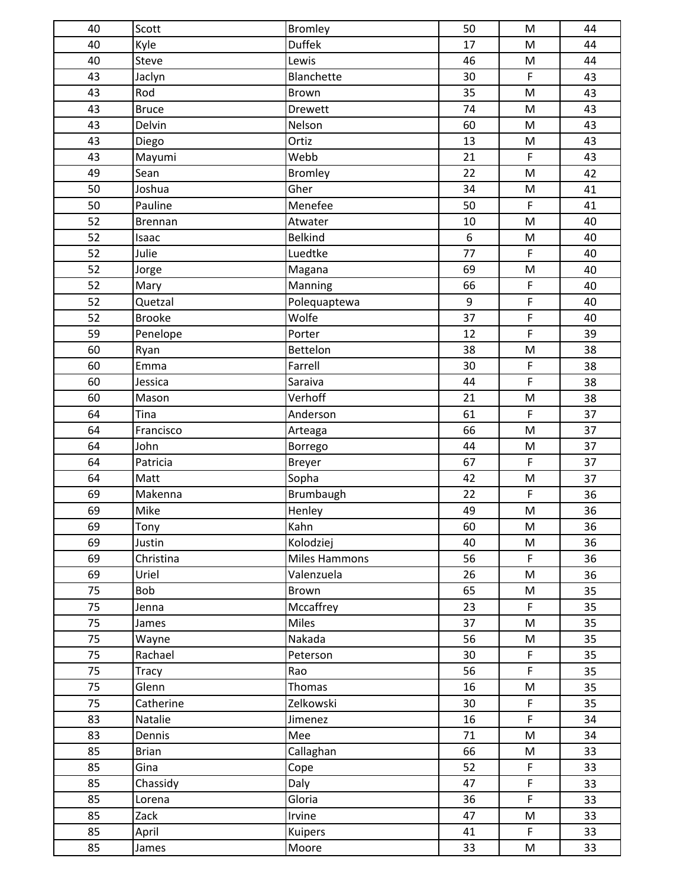| | | | | | |
|---|---|---|---|---|---|
| 40 | Scott | Bromley | 50 | M | 44 |
| 40 | Kyle | Duffek | 17 | M | 44 |
| 40 | Steve | Lewis | 46 | M | 44 |
| 43 | Jaclyn | Blanchette | 30 | F | 43 |
| 43 | Rod | Brown | 35 | M | 43 |
| 43 | Bruce | Drewett | 74 | M | 43 |
| 43 | Delvin | Nelson | 60 | M | 43 |
| 43 | Diego | Ortiz | 13 | M | 43 |
| 43 | Mayumi | Webb | 21 | F | 43 |
| 49 | Sean | Bromley | 22 | M | 42 |
| 50 | Joshua | Gher | 34 | M | 41 |
| 50 | Pauline | Menefee | 50 | F | 41 |
| 52 | Brennan | Atwater | 10 | M | 40 |
| 52 | Isaac | Belkind | 6 | M | 40 |
| 52 | Julie | Luedtke | 77 | F | 40 |
| 52 | Jorge | Magana | 69 | M | 40 |
| 52 | Mary | Manning | 66 | F | 40 |
| 52 | Quetzal | Polequaptewa | 9 | F | 40 |
| 52 | Brooke | Wolfe | 37 | F | 40 |
| 59 | Penelope | Porter | 12 | F | 39 |
| 60 | Ryan | Bettelon | 38 | M | 38 |
| 60 | Emma | Farrell | 30 | F | 38 |
| 60 | Jessica | Saraiva | 44 | F | 38 |
| 60 | Mason | Verhoff | 21 | M | 38 |
| 64 | Tina | Anderson | 61 | F | 37 |
| 64 | Francisco | Arteaga | 66 | M | 37 |
| 64 | John | Borrego | 44 | M | 37 |
| 64 | Patricia | Breyer | 67 | F | 37 |
| 64 | Matt | Sopha | 42 | M | 37 |
| 69 | Makenna | Brumbaugh | 22 | F | 36 |
| 69 | Mike | Henley | 49 | M | 36 |
| 69 | Tony | Kahn | 60 | M | 36 |
| 69 | Justin | Kolodziej | 40 | M | 36 |
| 69 | Christina | Miles Hammons | 56 | F | 36 |
| 69 | Uriel | Valenzuela | 26 | M | 36 |
| 75 | Bob | Brown | 65 | M | 35 |
| 75 | Jenna | Mccaffrey | 23 | F | 35 |
| 75 | James | Miles | 37 | M | 35 |
| 75 | Wayne | Nakada | 56 | M | 35 |
| 75 | Rachael | Peterson | 30 | F | 35 |
| 75 | Tracy | Rao | 56 | F | 35 |
| 75 | Glenn | Thomas | 16 | M | 35 |
| 75 | Catherine | Zelkowski | 30 | F | 35 |
| 83 | Natalie | Jimenez | 16 | F | 34 |
| 83 | Dennis | Mee | 71 | M | 34 |
| 85 | Brian | Callaghan | 66 | M | 33 |
| 85 | Gina | Cope | 52 | F | 33 |
| 85 | Chassidy | Daly | 47 | F | 33 |
| 85 | Lorena | Gloria | 36 | F | 33 |
| 85 | Zack | Irvine | 47 | M | 33 |
| 85 | April | Kuipers | 41 | F | 33 |
| 85 | James | Moore | 33 | M | 33 |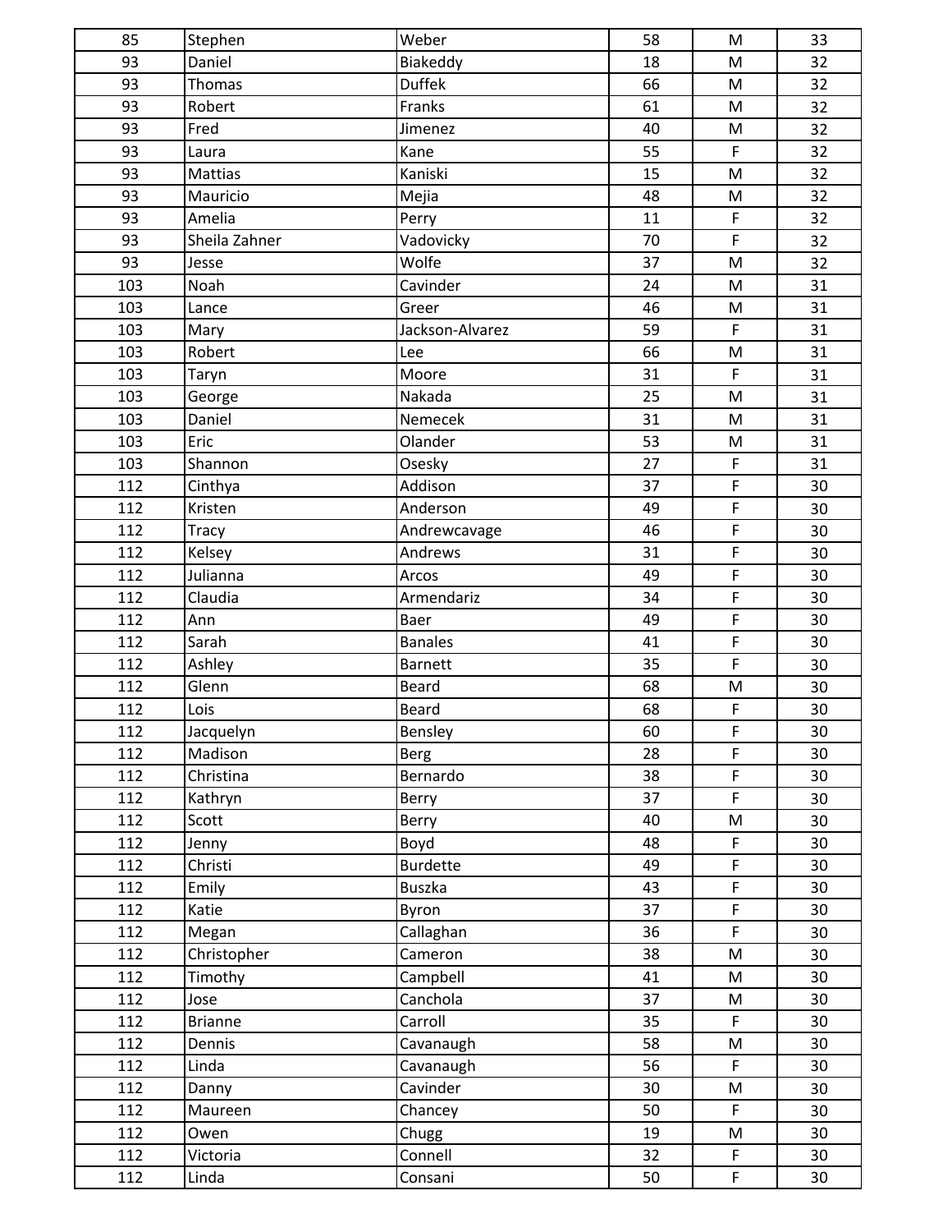| | | | | | |
|---|---|---|---|---|---|
| 85 | Stephen | Weber | 58 | M | 33 |
| 93 | Daniel | Biakeddy | 18 | M | 32 |
| 93 | Thomas | Duffek | 66 | M | 32 |
| 93 | Robert | Franks | 61 | M | 32 |
| 93 | Fred | Jimenez | 40 | M | 32 |
| 93 | Laura | Kane | 55 | F | 32 |
| 93 | Mattias | Kaniski | 15 | M | 32 |
| 93 | Mauricio | Mejia | 48 | M | 32 |
| 93 | Amelia | Perry | 11 | F | 32 |
| 93 | Sheila Zahner | Vadovicky | 70 | F | 32 |
| 93 | Jesse | Wolfe | 37 | M | 32 |
| 103 | Noah | Cavinder | 24 | M | 31 |
| 103 | Lance | Greer | 46 | M | 31 |
| 103 | Mary | Jackson-Alvarez | 59 | F | 31 |
| 103 | Robert | Lee | 66 | M | 31 |
| 103 | Taryn | Moore | 31 | F | 31 |
| 103 | George | Nakada | 25 | M | 31 |
| 103 | Daniel | Nemecek | 31 | M | 31 |
| 103 | Eric | Olander | 53 | M | 31 |
| 103 | Shannon | Osesky | 27 | F | 31 |
| 112 | Cinthya | Addison | 37 | F | 30 |
| 112 | Kristen | Anderson | 49 | F | 30 |
| 112 | Tracy | Andrewcavage | 46 | F | 30 |
| 112 | Kelsey | Andrews | 31 | F | 30 |
| 112 | Julianna | Arcos | 49 | F | 30 |
| 112 | Claudia | Armendariz | 34 | F | 30 |
| 112 | Ann | Baer | 49 | F | 30 |
| 112 | Sarah | Banales | 41 | F | 30 |
| 112 | Ashley | Barnett | 35 | F | 30 |
| 112 | Glenn | Beard | 68 | M | 30 |
| 112 | Lois | Beard | 68 | F | 30 |
| 112 | Jacquelyn | Bensley | 60 | F | 30 |
| 112 | Madison | Berg | 28 | F | 30 |
| 112 | Christina | Bernardo | 38 | F | 30 |
| 112 | Kathryn | Berry | 37 | F | 30 |
| 112 | Scott | Berry | 40 | M | 30 |
| 112 | Jenny | Boyd | 48 | F | 30 |
| 112 | Christi | Burdette | 49 | F | 30 |
| 112 | Emily | Buszka | 43 | F | 30 |
| 112 | Katie | Byron | 37 | F | 30 |
| 112 | Megan | Callaghan | 36 | F | 30 |
| 112 | Christopher | Cameron | 38 | M | 30 |
| 112 | Timothy | Campbell | 41 | M | 30 |
| 112 | Jose | Canchola | 37 | M | 30 |
| 112 | Brianne | Carroll | 35 | F | 30 |
| 112 | Dennis | Cavanaugh | 58 | M | 30 |
| 112 | Linda | Cavanaugh | 56 | F | 30 |
| 112 | Danny | Cavinder | 30 | M | 30 |
| 112 | Maureen | Chancey | 50 | F | 30 |
| 112 | Owen | Chugg | 19 | M | 30 |
| 112 | Victoria | Connell | 32 | F | 30 |
| 112 | Linda | Consani | 50 | F | 30 |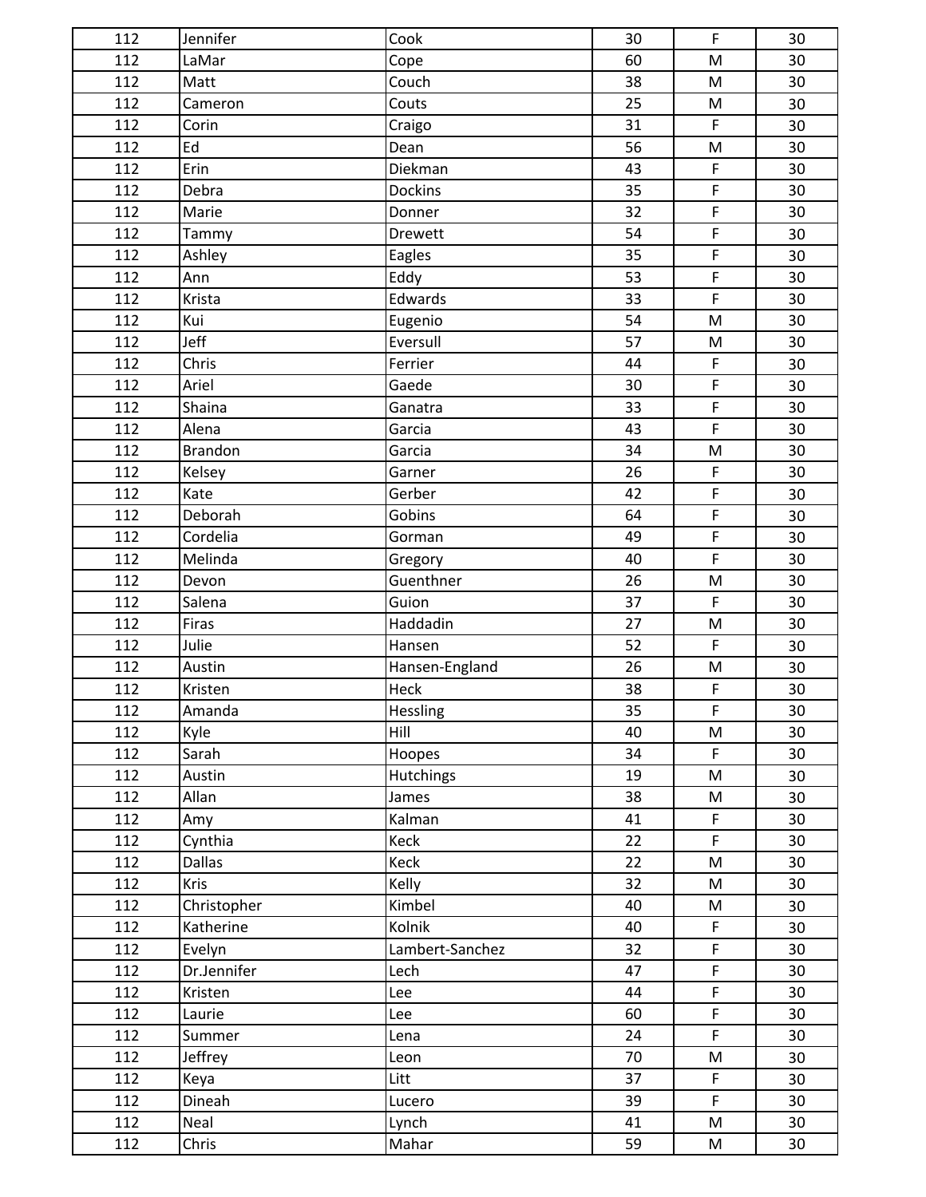| | | | | | |
|---|---|---|---|---|---|
| 112 | Jennifer | Cook | 30 | F | 30 |
| 112 | LaMar | Cope | 60 | M | 30 |
| 112 | Matt | Couch | 38 | M | 30 |
| 112 | Cameron | Couts | 25 | M | 30 |
| 112 | Corin | Craigo | 31 | F | 30 |
| 112 | Ed | Dean | 56 | M | 30 |
| 112 | Erin | Diekman | 43 | F | 30 |
| 112 | Debra | Dockins | 35 | F | 30 |
| 112 | Marie | Donner | 32 | F | 30 |
| 112 | Tammy | Drewett | 54 | F | 30 |
| 112 | Ashley | Eagles | 35 | F | 30 |
| 112 | Ann | Eddy | 53 | F | 30 |
| 112 | Krista | Edwards | 33 | F | 30 |
| 112 | Kui | Eugenio | 54 | M | 30 |
| 112 | Jeff | Eversull | 57 | M | 30 |
| 112 | Chris | Ferrier | 44 | F | 30 |
| 112 | Ariel | Gaede | 30 | F | 30 |
| 112 | Shaina | Ganatra | 33 | F | 30 |
| 112 | Alena | Garcia | 43 | F | 30 |
| 112 | Brandon | Garcia | 34 | M | 30 |
| 112 | Kelsey | Garner | 26 | F | 30 |
| 112 | Kate | Gerber | 42 | F | 30 |
| 112 | Deborah | Gobins | 64 | F | 30 |
| 112 | Cordelia | Gorman | 49 | F | 30 |
| 112 | Melinda | Gregory | 40 | F | 30 |
| 112 | Devon | Guenthner | 26 | M | 30 |
| 112 | Salena | Guion | 37 | F | 30 |
| 112 | Firas | Haddadin | 27 | M | 30 |
| 112 | Julie | Hansen | 52 | F | 30 |
| 112 | Austin | Hansen-England | 26 | M | 30 |
| 112 | Kristen | Heck | 38 | F | 30 |
| 112 | Amanda | Hessling | 35 | F | 30 |
| 112 | Kyle | Hill | 40 | M | 30 |
| 112 | Sarah | Hoopes | 34 | F | 30 |
| 112 | Austin | Hutchings | 19 | M | 30 |
| 112 | Allan | James | 38 | M | 30 |
| 112 | Amy | Kalman | 41 | F | 30 |
| 112 | Cynthia | Keck | 22 | F | 30 |
| 112 | Dallas | Keck | 22 | M | 30 |
| 112 | Kris | Kelly | 32 | M | 30 |
| 112 | Christopher | Kimbel | 40 | M | 30 |
| 112 | Katherine | Kolnik | 40 | F | 30 |
| 112 | Evelyn | Lambert-Sanchez | 32 | F | 30 |
| 112 | Dr.Jennifer | Lech | 47 | F | 30 |
| 112 | Kristen | Lee | 44 | F | 30 |
| 112 | Laurie | Lee | 60 | F | 30 |
| 112 | Summer | Lena | 24 | F | 30 |
| 112 | Jeffrey | Leon | 70 | M | 30 |
| 112 | Keya | Litt | 37 | F | 30 |
| 112 | Dineah | Lucero | 39 | F | 30 |
| 112 | Neal | Lynch | 41 | M | 30 |
| 112 | Chris | Mahar | 59 | M | 30 |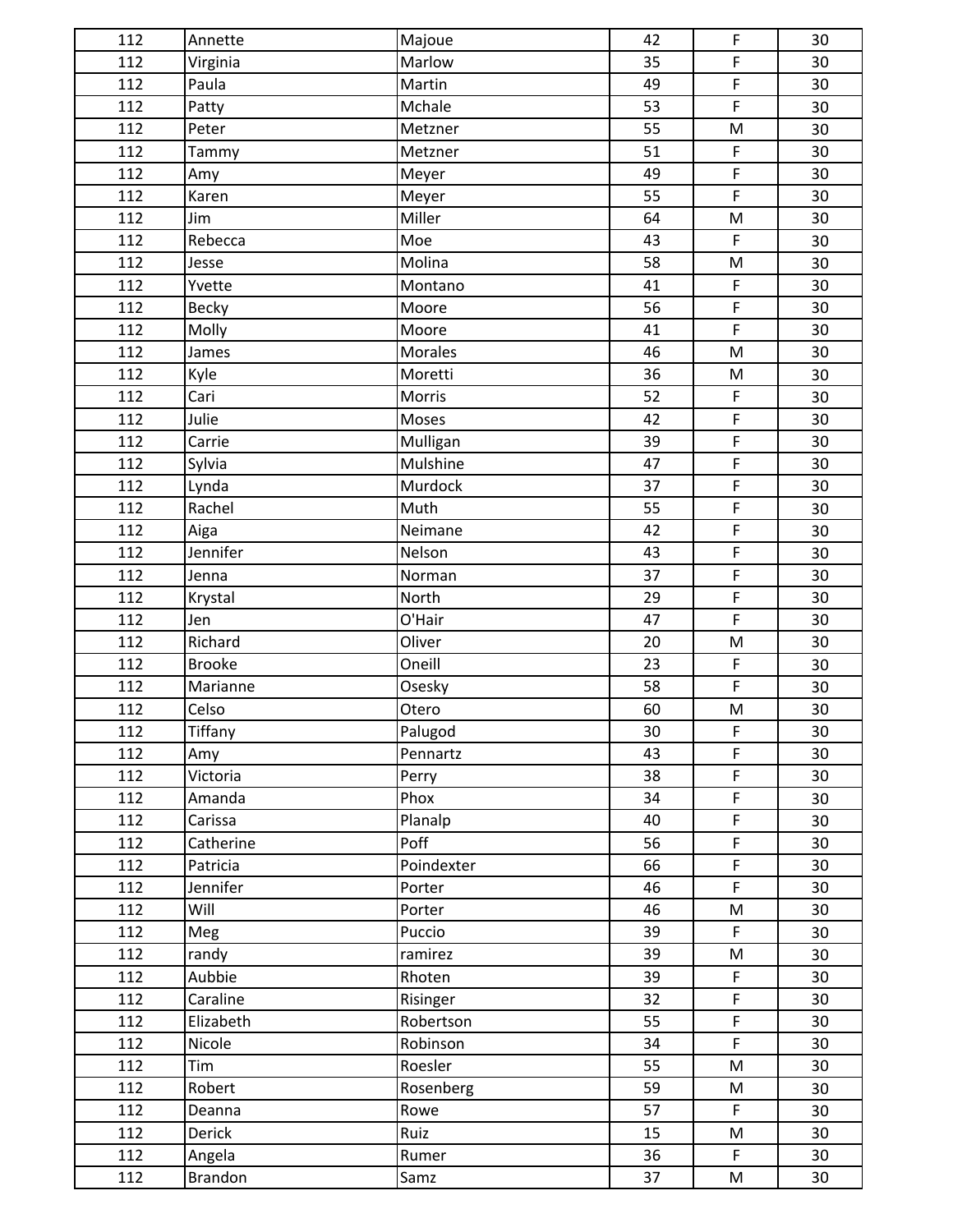| | | | | | |
|---|---|---|---|---|---|
| 112 | Annette | Majoue | 42 | F | 30 |
| 112 | Virginia | Marlow | 35 | F | 30 |
| 112 | Paula | Martin | 49 | F | 30 |
| 112 | Patty | Mchale | 53 | F | 30 |
| 112 | Peter | Metzner | 55 | M | 30 |
| 112 | Tammy | Metzner | 51 | F | 30 |
| 112 | Amy | Meyer | 49 | F | 30 |
| 112 | Karen | Meyer | 55 | F | 30 |
| 112 | Jim | Miller | 64 | M | 30 |
| 112 | Rebecca | Moe | 43 | F | 30 |
| 112 | Jesse | Molina | 58 | M | 30 |
| 112 | Yvette | Montano | 41 | F | 30 |
| 112 | Becky | Moore | 56 | F | 30 |
| 112 | Molly | Moore | 41 | F | 30 |
| 112 | James | Morales | 46 | M | 30 |
| 112 | Kyle | Moretti | 36 | M | 30 |
| 112 | Cari | Morris | 52 | F | 30 |
| 112 | Julie | Moses | 42 | F | 30 |
| 112 | Carrie | Mulligan | 39 | F | 30 |
| 112 | Sylvia | Mulshine | 47 | F | 30 |
| 112 | Lynda | Murdock | 37 | F | 30 |
| 112 | Rachel | Muth | 55 | F | 30 |
| 112 | Aiga | Neimane | 42 | F | 30 |
| 112 | Jennifer | Nelson | 43 | F | 30 |
| 112 | Jenna | Norman | 37 | F | 30 |
| 112 | Krystal | North | 29 | F | 30 |
| 112 | Jen | O'Hair | 47 | F | 30 |
| 112 | Richard | Oliver | 20 | M | 30 |
| 112 | Brooke | Oneill | 23 | F | 30 |
| 112 | Marianne | Osesky | 58 | F | 30 |
| 112 | Celso | Otero | 60 | M | 30 |
| 112 | Tiffany | Palugod | 30 | F | 30 |
| 112 | Amy | Pennartz | 43 | F | 30 |
| 112 | Victoria | Perry | 38 | F | 30 |
| 112 | Amanda | Phox | 34 | F | 30 |
| 112 | Carissa | Planalp | 40 | F | 30 |
| 112 | Catherine | Poff | 56 | F | 30 |
| 112 | Patricia | Poindexter | 66 | F | 30 |
| 112 | Jennifer | Porter | 46 | F | 30 |
| 112 | Will | Porter | 46 | M | 30 |
| 112 | Meg | Puccio | 39 | F | 30 |
| 112 | randy | ramirez | 39 | M | 30 |
| 112 | Aubbie | Rhoten | 39 | F | 30 |
| 112 | Caraline | Risinger | 32 | F | 30 |
| 112 | Elizabeth | Robertson | 55 | F | 30 |
| 112 | Nicole | Robinson | 34 | F | 30 |
| 112 | Tim | Roesler | 55 | M | 30 |
| 112 | Robert | Rosenberg | 59 | M | 30 |
| 112 | Deanna | Rowe | 57 | F | 30 |
| 112 | Derick | Ruiz | 15 | M | 30 |
| 112 | Angela | Rumer | 36 | F | 30 |
| 112 | Brandon | Samz | 37 | M | 30 |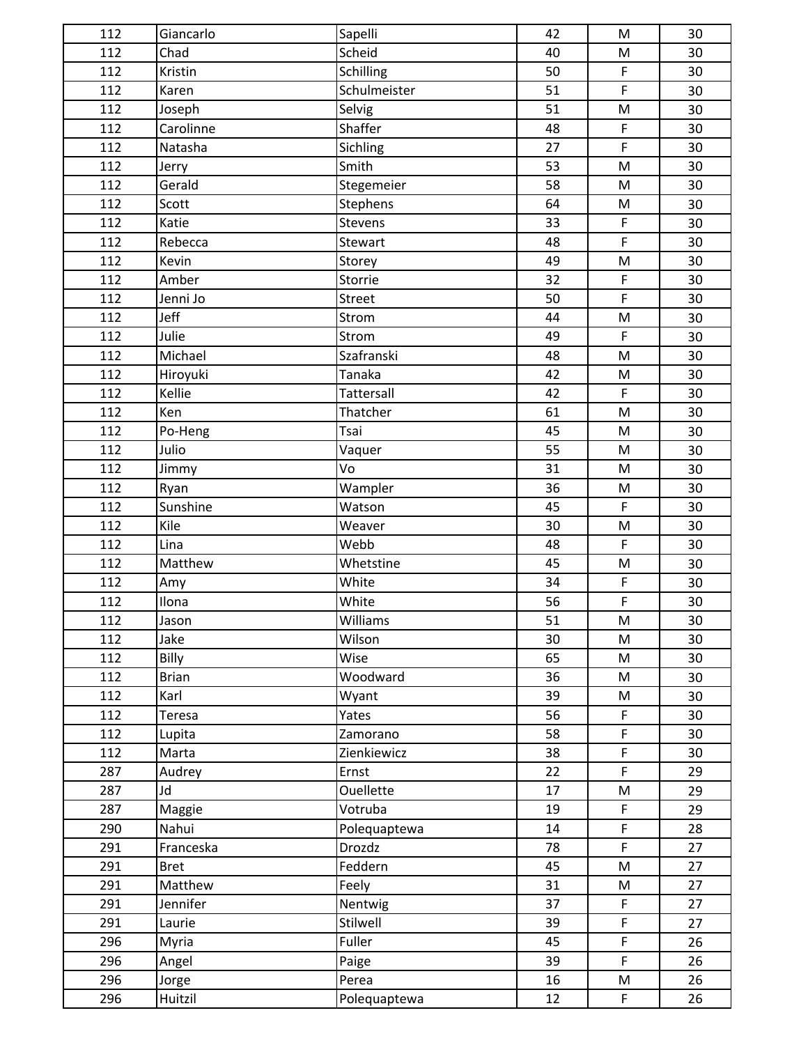| | | | | | |
|---|---|---|---|---|---|
| 112 | Giancarlo | Sapelli | 42 | M | 30 |
| 112 | Chad | Scheid | 40 | M | 30 |
| 112 | Kristin | Schilling | 50 | F | 30 |
| 112 | Karen | Schulmeister | 51 | F | 30 |
| 112 | Joseph | Selvig | 51 | M | 30 |
| 112 | Carolinne | Shaffer | 48 | F | 30 |
| 112 | Natasha | Sichling | 27 | F | 30 |
| 112 | Jerry | Smith | 53 | M | 30 |
| 112 | Gerald | Stegemeier | 58 | M | 30 |
| 112 | Scott | Stephens | 64 | M | 30 |
| 112 | Katie | Stevens | 33 | F | 30 |
| 112 | Rebecca | Stewart | 48 | F | 30 |
| 112 | Kevin | Storey | 49 | M | 30 |
| 112 | Amber | Storrie | 32 | F | 30 |
| 112 | Jenni Jo | Street | 50 | F | 30 |
| 112 | Jeff | Strom | 44 | M | 30 |
| 112 | Julie | Strom | 49 | F | 30 |
| 112 | Michael | Szafranski | 48 | M | 30 |
| 112 | Hiroyuki | Tanaka | 42 | M | 30 |
| 112 | Kellie | Tattersall | 42 | F | 30 |
| 112 | Ken | Thatcher | 61 | M | 30 |
| 112 | Po-Heng | Tsai | 45 | M | 30 |
| 112 | Julio | Vaquer | 55 | M | 30 |
| 112 | Jimmy | Vo | 31 | M | 30 |
| 112 | Ryan | Wampler | 36 | M | 30 |
| 112 | Sunshine | Watson | 45 | F | 30 |
| 112 | Kile | Weaver | 30 | M | 30 |
| 112 | Lina | Webb | 48 | F | 30 |
| 112 | Matthew | Whetstine | 45 | M | 30 |
| 112 | Amy | White | 34 | F | 30 |
| 112 | Ilona | White | 56 | F | 30 |
| 112 | Jason | Williams | 51 | M | 30 |
| 112 | Jake | Wilson | 30 | M | 30 |
| 112 | Billy | Wise | 65 | M | 30 |
| 112 | Brian | Woodward | 36 | M | 30 |
| 112 | Karl | Wyant | 39 | M | 30 |
| 112 | Teresa | Yates | 56 | F | 30 |
| 112 | Lupita | Zamorano | 58 | F | 30 |
| 112 | Marta | Zienkiewicz | 38 | F | 30 |
| 287 | Audrey | Ernst | 22 | F | 29 |
| 287 | Jd | Ouellette | 17 | M | 29 |
| 287 | Maggie | Votruba | 19 | F | 29 |
| 290 | Nahui | Polequaptewa | 14 | F | 28 |
| 291 | Franceska | Drozdz | 78 | F | 27 |
| 291 | Bret | Feddern | 45 | M | 27 |
| 291 | Matthew | Feely | 31 | M | 27 |
| 291 | Jennifer | Nentwig | 37 | F | 27 |
| 291 | Laurie | Stilwell | 39 | F | 27 |
| 296 | Myria | Fuller | 45 | F | 26 |
| 296 | Angel | Paige | 39 | F | 26 |
| 296 | Jorge | Perea | 16 | M | 26 |
| 296 | Huitzil | Polequaptewa | 12 | F | 26 |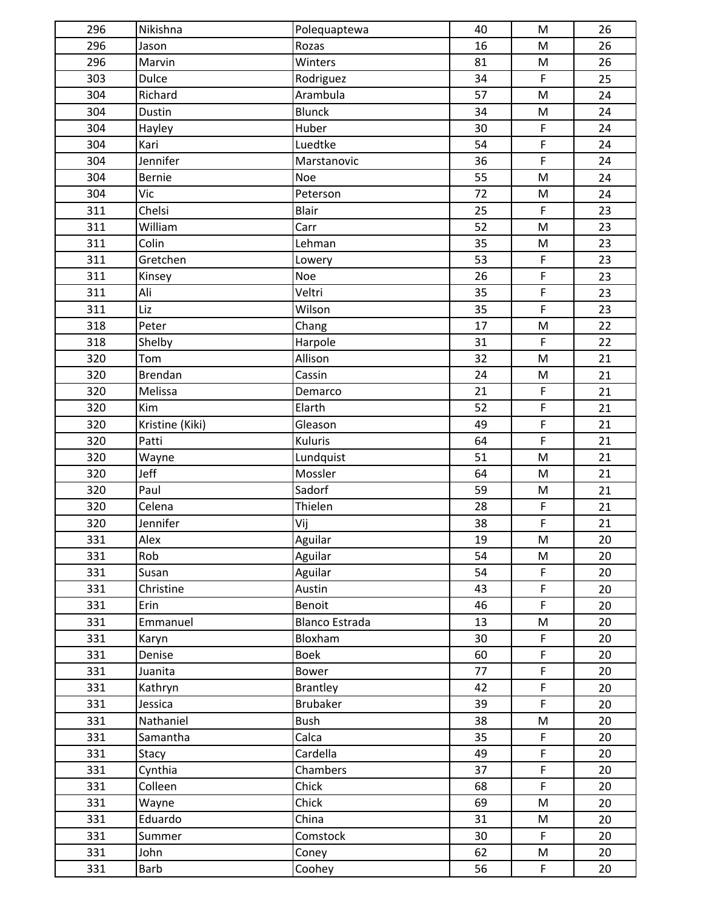| | | | | | |
|---|---|---|---|---|---|
| 296 | Nikishna | Polequaptewa | 40 | M | 26 |
| 296 | Jason | Rozas | 16 | M | 26 |
| 296 | Marvin | Winters | 81 | M | 26 |
| 303 | Dulce | Rodriguez | 34 | F | 25 |
| 304 | Richard | Arambula | 57 | M | 24 |
| 304 | Dustin | Blunck | 34 | M | 24 |
| 304 | Hayley | Huber | 30 | F | 24 |
| 304 | Kari | Luedtke | 54 | F | 24 |
| 304 | Jennifer | Marstanovic | 36 | F | 24 |
| 304 | Bernie | Noe | 55 | M | 24 |
| 304 | Vic | Peterson | 72 | M | 24 |
| 311 | Chelsi | Blair | 25 | F | 23 |
| 311 | William | Carr | 52 | M | 23 |
| 311 | Colin | Lehman | 35 | M | 23 |
| 311 | Gretchen | Lowery | 53 | F | 23 |
| 311 | Kinsey | Noe | 26 | F | 23 |
| 311 | Ali | Veltri | 35 | F | 23 |
| 311 | Liz | Wilson | 35 | F | 23 |
| 318 | Peter | Chang | 17 | M | 22 |
| 318 | Shelby | Harpole | 31 | F | 22 |
| 320 | Tom | Allison | 32 | M | 21 |
| 320 | Brendan | Cassin | 24 | M | 21 |
| 320 | Melissa | Demarco | 21 | F | 21 |
| 320 | Kim | Elarth | 52 | F | 21 |
| 320 | Kristine (Kiki) | Gleason | 49 | F | 21 |
| 320 | Patti | Kuluris | 64 | F | 21 |
| 320 | Wayne | Lundquist | 51 | M | 21 |
| 320 | Jeff | Mossler | 64 | M | 21 |
| 320 | Paul | Sadorf | 59 | M | 21 |
| 320 | Celena | Thielen | 28 | F | 21 |
| 320 | Jennifer | Vij | 38 | F | 21 |
| 331 | Alex | Aguilar | 19 | M | 20 |
| 331 | Rob | Aguilar | 54 | M | 20 |
| 331 | Susan | Aguilar | 54 | F | 20 |
| 331 | Christine | Austin | 43 | F | 20 |
| 331 | Erin | Benoit | 46 | F | 20 |
| 331 | Emmanuel | Blanco Estrada | 13 | M | 20 |
| 331 | Karyn | Bloxham | 30 | F | 20 |
| 331 | Denise | Boek | 60 | F | 20 |
| 331 | Juanita | Bower | 77 | F | 20 |
| 331 | Kathryn | Brantley | 42 | F | 20 |
| 331 | Jessica | Brubaker | 39 | F | 20 |
| 331 | Nathaniel | Bush | 38 | M | 20 |
| 331 | Samantha | Calca | 35 | F | 20 |
| 331 | Stacy | Cardella | 49 | F | 20 |
| 331 | Cynthia | Chambers | 37 | F | 20 |
| 331 | Colleen | Chick | 68 | F | 20 |
| 331 | Wayne | Chick | 69 | M | 20 |
| 331 | Eduardo | China | 31 | M | 20 |
| 331 | Summer | Comstock | 30 | F | 20 |
| 331 | John | Coney | 62 | M | 20 |
| 331 | Barb | Coohey | 56 | F | 20 |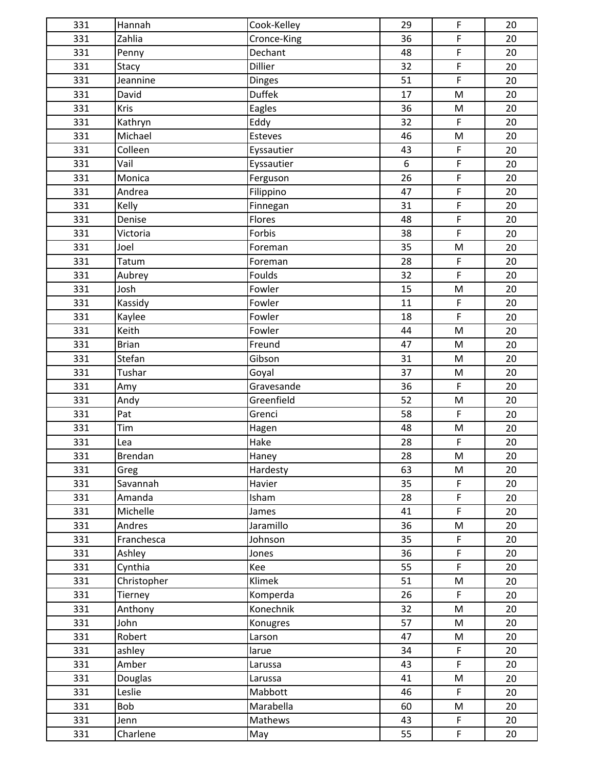| | | | | | |
|---|---|---|---|---|---|
| 331 | Hannah | Cook-Kelley | 29 | F | 20 |
| 331 | Zahlia | Cronce-King | 36 | F | 20 |
| 331 | Penny | Dechant | 48 | F | 20 |
| 331 | Stacy | Dillier | 32 | F | 20 |
| 331 | Jeannine | Dinges | 51 | F | 20 |
| 331 | David | Duffek | 17 | M | 20 |
| 331 | Kris | Eagles | 36 | M | 20 |
| 331 | Kathryn | Eddy | 32 | F | 20 |
| 331 | Michael | Esteves | 46 | M | 20 |
| 331 | Colleen | Eyssautier | 43 | F | 20 |
| 331 | Vail | Eyssautier | 6 | F | 20 |
| 331 | Monica | Ferguson | 26 | F | 20 |
| 331 | Andrea | Filippino | 47 | F | 20 |
| 331 | Kelly | Finnegan | 31 | F | 20 |
| 331 | Denise | Flores | 48 | F | 20 |
| 331 | Victoria | Forbis | 38 | F | 20 |
| 331 | Joel | Foreman | 35 | M | 20 |
| 331 | Tatum | Foreman | 28 | F | 20 |
| 331 | Aubrey | Foulds | 32 | F | 20 |
| 331 | Josh | Fowler | 15 | M | 20 |
| 331 | Kassidy | Fowler | 11 | F | 20 |
| 331 | Kaylee | Fowler | 18 | F | 20 |
| 331 | Keith | Fowler | 44 | M | 20 |
| 331 | Brian | Freund | 47 | M | 20 |
| 331 | Stefan | Gibson | 31 | M | 20 |
| 331 | Tushar | Goyal | 37 | M | 20 |
| 331 | Amy | Gravesande | 36 | F | 20 |
| 331 | Andy | Greenfield | 52 | M | 20 |
| 331 | Pat | Grenci | 58 | F | 20 |
| 331 | Tim | Hagen | 48 | M | 20 |
| 331 | Lea | Hake | 28 | F | 20 |
| 331 | Brendan | Haney | 28 | M | 20 |
| 331 | Greg | Hardesty | 63 | M | 20 |
| 331 | Savannah | Havier | 35 | F | 20 |
| 331 | Amanda | Isham | 28 | F | 20 |
| 331 | Michelle | James | 41 | F | 20 |
| 331 | Andres | Jaramillo | 36 | M | 20 |
| 331 | Franchesca | Johnson | 35 | F | 20 |
| 331 | Ashley | Jones | 36 | F | 20 |
| 331 | Cynthia | Kee | 55 | F | 20 |
| 331 | Christopher | Klimek | 51 | M | 20 |
| 331 | Tierney | Komperda | 26 | F | 20 |
| 331 | Anthony | Konechnik | 32 | M | 20 |
| 331 | John | Konugres | 57 | M | 20 |
| 331 | Robert | Larson | 47 | M | 20 |
| 331 | ashley | larue | 34 | F | 20 |
| 331 | Amber | Larussa | 43 | F | 20 |
| 331 | Douglas | Larussa | 41 | M | 20 |
| 331 | Leslie | Mabbott | 46 | F | 20 |
| 331 | Bob | Marabella | 60 | M | 20 |
| 331 | Jenn | Mathews | 43 | F | 20 |
| 331 | Charlene | May | 55 | F | 20 |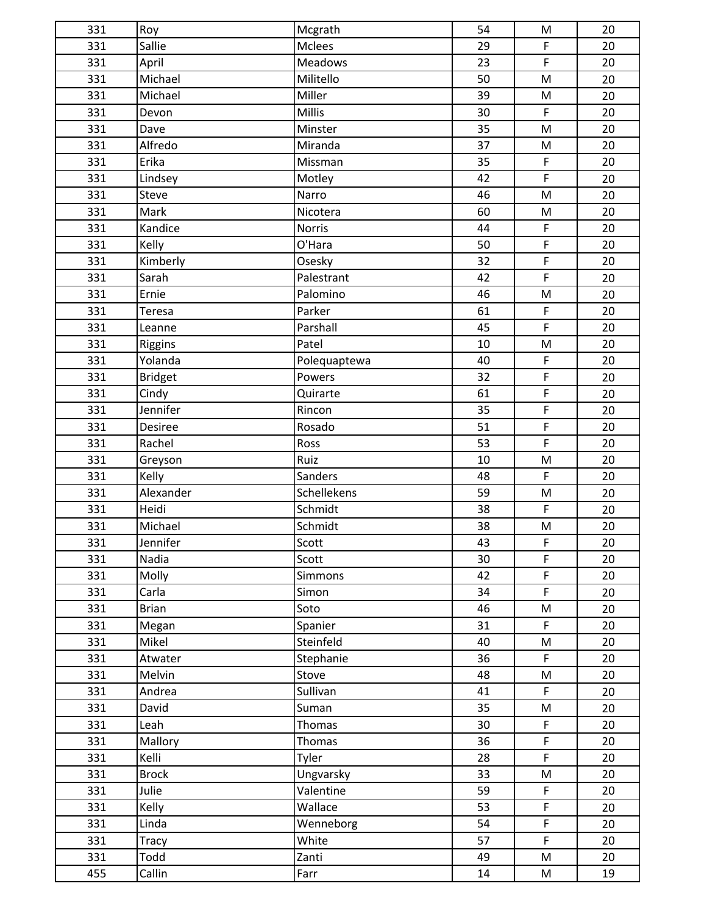| | | | | | |
|---|---|---|---|---|---|
| 331 | Roy | Mcgrath | 54 | M | 20 |
| 331 | Sallie | Mclees | 29 | F | 20 |
| 331 | April | Meadows | 23 | F | 20 |
| 331 | Michael | Militello | 50 | M | 20 |
| 331 | Michael | Miller | 39 | M | 20 |
| 331 | Devon | Millis | 30 | F | 20 |
| 331 | Dave | Minster | 35 | M | 20 |
| 331 | Alfredo | Miranda | 37 | M | 20 |
| 331 | Erika | Missman | 35 | F | 20 |
| 331 | Lindsey | Motley | 42 | F | 20 |
| 331 | Steve | Narro | 46 | M | 20 |
| 331 | Mark | Nicotera | 60 | M | 20 |
| 331 | Kandice | Norris | 44 | F | 20 |
| 331 | Kelly | O'Hara | 50 | F | 20 |
| 331 | Kimberly | Osesky | 32 | F | 20 |
| 331 | Sarah | Palestrant | 42 | F | 20 |
| 331 | Ernie | Palomino | 46 | M | 20 |
| 331 | Teresa | Parker | 61 | F | 20 |
| 331 | Leanne | Parshall | 45 | F | 20 |
| 331 | Riggins | Patel | 10 | M | 20 |
| 331 | Yolanda | Polequaptewa | 40 | F | 20 |
| 331 | Bridget | Powers | 32 | F | 20 |
| 331 | Cindy | Quirarte | 61 | F | 20 |
| 331 | Jennifer | Rincon | 35 | F | 20 |
| 331 | Desiree | Rosado | 51 | F | 20 |
| 331 | Rachel | Ross | 53 | F | 20 |
| 331 | Greyson | Ruiz | 10 | M | 20 |
| 331 | Kelly | Sanders | 48 | F | 20 |
| 331 | Alexander | Schellekens | 59 | M | 20 |
| 331 | Heidi | Schmidt | 38 | F | 20 |
| 331 | Michael | Schmidt | 38 | M | 20 |
| 331 | Jennifer | Scott | 43 | F | 20 |
| 331 | Nadia | Scott | 30 | F | 20 |
| 331 | Molly | Simmons | 42 | F | 20 |
| 331 | Carla | Simon | 34 | F | 20 |
| 331 | Brian | Soto | 46 | M | 20 |
| 331 | Megan | Spanier | 31 | F | 20 |
| 331 | Mikel | Steinfeld | 40 | M | 20 |
| 331 | Atwater | Stephanie | 36 | F | 20 |
| 331 | Melvin | Stove | 48 | M | 20 |
| 331 | Andrea | Sullivan | 41 | F | 20 |
| 331 | David | Suman | 35 | M | 20 |
| 331 | Leah | Thomas | 30 | F | 20 |
| 331 | Mallory | Thomas | 36 | F | 20 |
| 331 | Kelli | Tyler | 28 | F | 20 |
| 331 | Brock | Ungvarsky | 33 | M | 20 |
| 331 | Julie | Valentine | 59 | F | 20 |
| 331 | Kelly | Wallace | 53 | F | 20 |
| 331 | Linda | Wenneborg | 54 | F | 20 |
| 331 | Tracy | White | 57 | F | 20 |
| 331 | Todd | Zanti | 49 | M | 20 |
| 455 | Callin | Farr | 14 | M | 19 |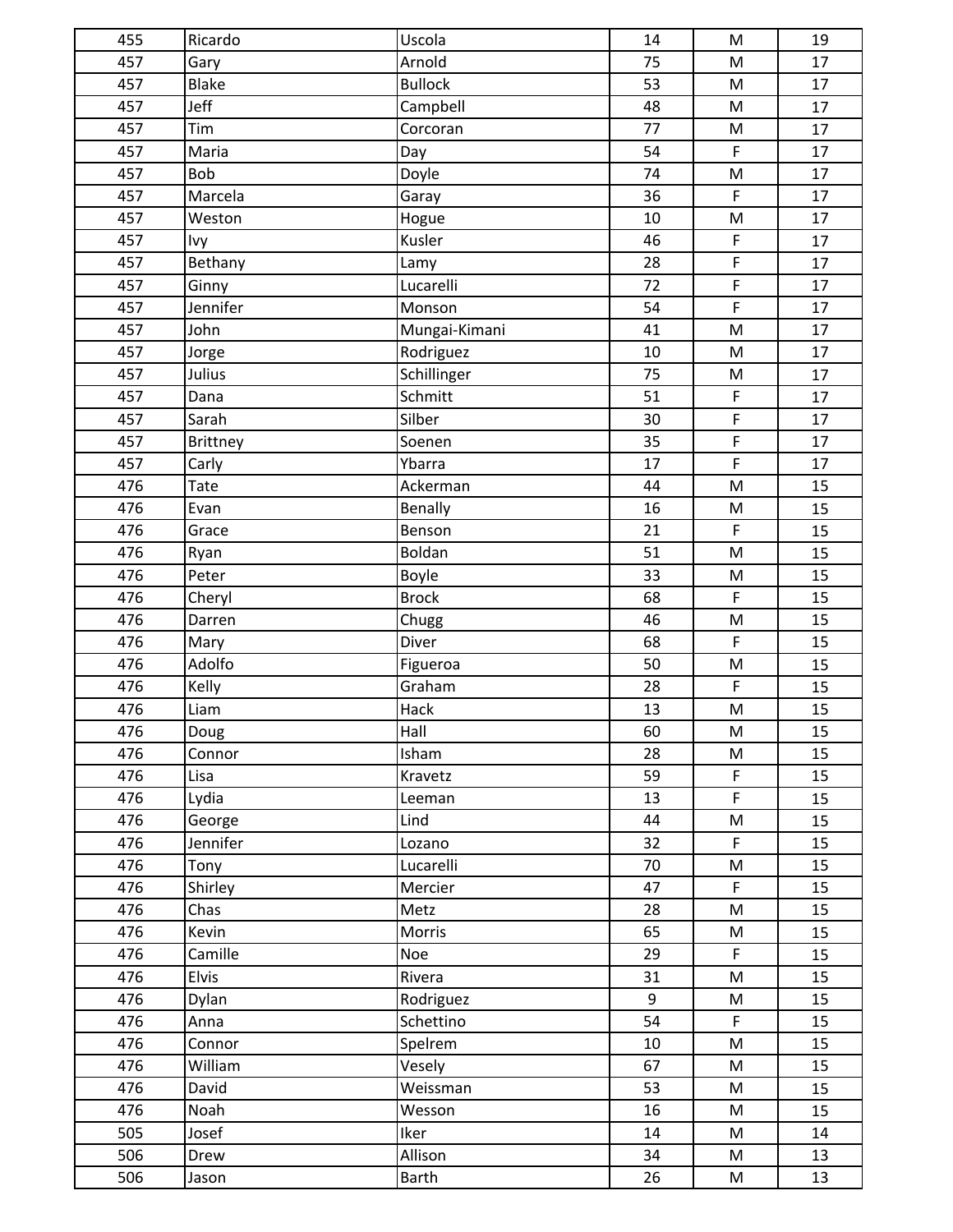| | | | | | |
|---|---|---|---|---|---|
| 455 | Ricardo | Uscola | 14 | M | 19 |
| 457 | Gary | Arnold | 75 | M | 17 |
| 457 | Blake | Bullock | 53 | M | 17 |
| 457 | Jeff | Campbell | 48 | M | 17 |
| 457 | Tim | Corcoran | 77 | M | 17 |
| 457 | Maria | Day | 54 | F | 17 |
| 457 | Bob | Doyle | 74 | M | 17 |
| 457 | Marcela | Garay | 36 | F | 17 |
| 457 | Weston | Hogue | 10 | M | 17 |
| 457 | Ivy | Kusler | 46 | F | 17 |
| 457 | Bethany | Lamy | 28 | F | 17 |
| 457 | Ginny | Lucarelli | 72 | F | 17 |
| 457 | Jennifer | Monson | 54 | F | 17 |
| 457 | John | Mungai-Kimani | 41 | M | 17 |
| 457 | Jorge | Rodriguez | 10 | M | 17 |
| 457 | Julius | Schillinger | 75 | M | 17 |
| 457 | Dana | Schmitt | 51 | F | 17 |
| 457 | Sarah | Silber | 30 | F | 17 |
| 457 | Brittney | Soenen | 35 | F | 17 |
| 457 | Carly | Ybarra | 17 | F | 17 |
| 476 | Tate | Ackerman | 44 | M | 15 |
| 476 | Evan | Benally | 16 | M | 15 |
| 476 | Grace | Benson | 21 | F | 15 |
| 476 | Ryan | Boldan | 51 | M | 15 |
| 476 | Peter | Boyle | 33 | M | 15 |
| 476 | Cheryl | Brock | 68 | F | 15 |
| 476 | Darren | Chugg | 46 | M | 15 |
| 476 | Mary | Diver | 68 | F | 15 |
| 476 | Adolfo | Figueroa | 50 | M | 15 |
| 476 | Kelly | Graham | 28 | F | 15 |
| 476 | Liam | Hack | 13 | M | 15 |
| 476 | Doug | Hall | 60 | M | 15 |
| 476 | Connor | Isham | 28 | M | 15 |
| 476 | Lisa | Kravetz | 59 | F | 15 |
| 476 | Lydia | Leeman | 13 | F | 15 |
| 476 | George | Lind | 44 | M | 15 |
| 476 | Jennifer | Lozano | 32 | F | 15 |
| 476 | Tony | Lucarelli | 70 | M | 15 |
| 476 | Shirley | Mercier | 47 | F | 15 |
| 476 | Chas | Metz | 28 | M | 15 |
| 476 | Kevin | Morris | 65 | M | 15 |
| 476 | Camille | Noe | 29 | F | 15 |
| 476 | Elvis | Rivera | 31 | M | 15 |
| 476 | Dylan | Rodriguez | 9 | M | 15 |
| 476 | Anna | Schettino | 54 | F | 15 |
| 476 | Connor | Spelrem | 10 | M | 15 |
| 476 | William | Vesely | 67 | M | 15 |
| 476 | David | Weissman | 53 | M | 15 |
| 476 | Noah | Wesson | 16 | M | 15 |
| 505 | Josef | Iker | 14 | M | 14 |
| 506 | Drew | Allison | 34 | M | 13 |
| 506 | Jason | Barth | 26 | M | 13 |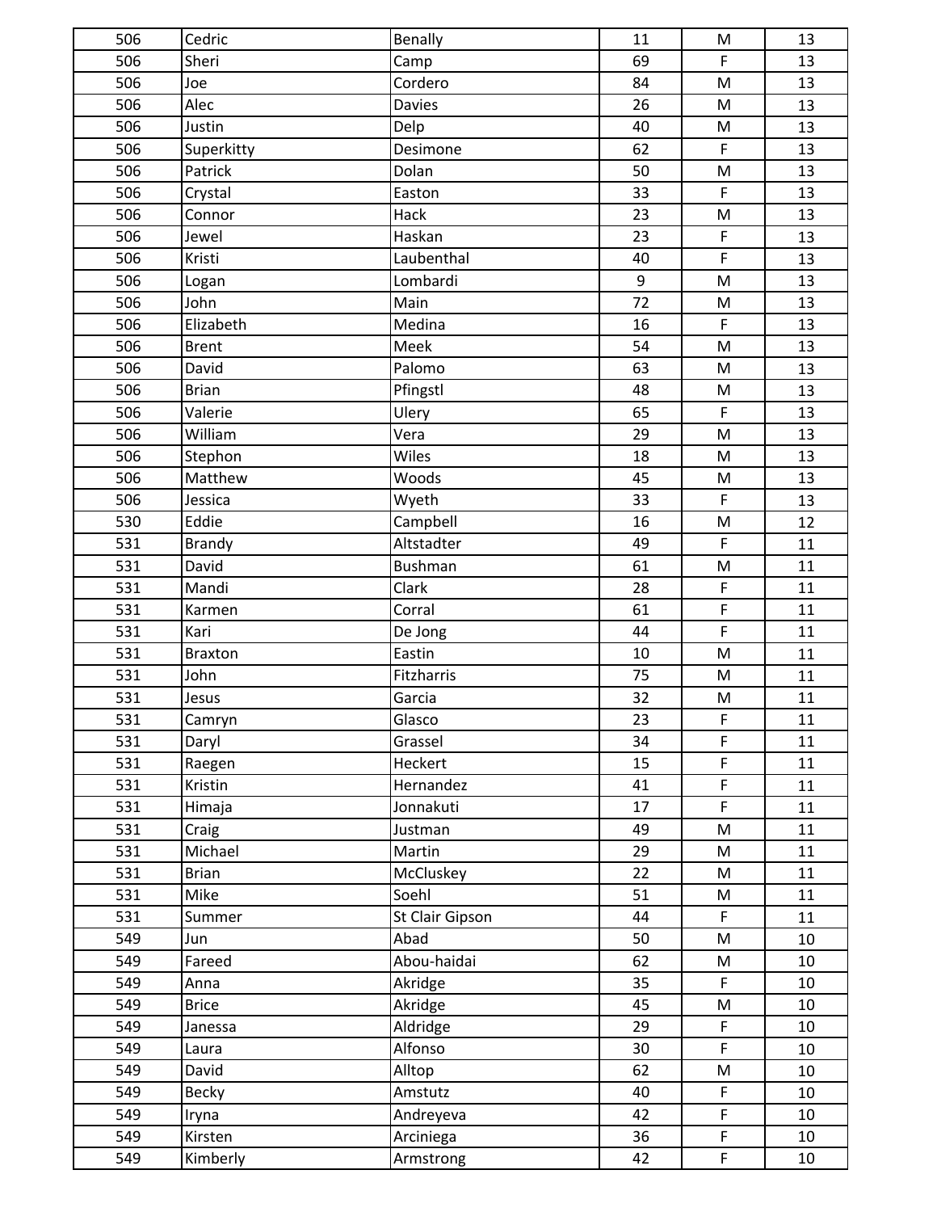| | | | | | |
|---|---|---|---|---|---|
| 506 | Cedric | Benally | 11 | M | 13 |
| 506 | Sheri | Camp | 69 | F | 13 |
| 506 | Joe | Cordero | 84 | M | 13 |
| 506 | Alec | Davies | 26 | M | 13 |
| 506 | Justin | Delp | 40 | M | 13 |
| 506 | Superkitty | Desimone | 62 | F | 13 |
| 506 | Patrick | Dolan | 50 | M | 13 |
| 506 | Crystal | Easton | 33 | F | 13 |
| 506 | Connor | Hack | 23 | M | 13 |
| 506 | Jewel | Haskan | 23 | F | 13 |
| 506 | Kristi | Laubenthal | 40 | F | 13 |
| 506 | Logan | Lombardi | 9 | M | 13 |
| 506 | John | Main | 72 | M | 13 |
| 506 | Elizabeth | Medina | 16 | F | 13 |
| 506 | Brent | Meek | 54 | M | 13 |
| 506 | David | Palomo | 63 | M | 13 |
| 506 | Brian | Pfingstl | 48 | M | 13 |
| 506 | Valerie | Ulery | 65 | F | 13 |
| 506 | William | Vera | 29 | M | 13 |
| 506 | Stephon | Wiles | 18 | M | 13 |
| 506 | Matthew | Woods | 45 | M | 13 |
| 506 | Jessica | Wyeth | 33 | F | 13 |
| 530 | Eddie | Campbell | 16 | M | 12 |
| 531 | Brandy | Altstadter | 49 | F | 11 |
| 531 | David | Bushman | 61 | M | 11 |
| 531 | Mandi | Clark | 28 | F | 11 |
| 531 | Karmen | Corral | 61 | F | 11 |
| 531 | Kari | De Jong | 44 | F | 11 |
| 531 | Braxton | Eastin | 10 | M | 11 |
| 531 | John | Fitzharris | 75 | M | 11 |
| 531 | Jesus | Garcia | 32 | M | 11 |
| 531 | Camryn | Glasco | 23 | F | 11 |
| 531 | Daryl | Grassel | 34 | F | 11 |
| 531 | Raegen | Heckert | 15 | F | 11 |
| 531 | Kristin | Hernandez | 41 | F | 11 |
| 531 | Himaja | Jonnakuti | 17 | F | 11 |
| 531 | Craig | Justman | 49 | M | 11 |
| 531 | Michael | Martin | 29 | M | 11 |
| 531 | Brian | McCluskey | 22 | M | 11 |
| 531 | Mike | Soehl | 51 | M | 11 |
| 531 | Summer | St Clair Gipson | 44 | F | 11 |
| 549 | Jun | Abad | 50 | M | 10 |
| 549 | Fareed | Abou-haidai | 62 | M | 10 |
| 549 | Anna | Akridge | 35 | F | 10 |
| 549 | Brice | Akridge | 45 | M | 10 |
| 549 | Janessa | Aldridge | 29 | F | 10 |
| 549 | Laura | Alfonso | 30 | F | 10 |
| 549 | David | Alltop | 62 | M | 10 |
| 549 | Becky | Amstutz | 40 | F | 10 |
| 549 | Iryna | Andreyeva | 42 | F | 10 |
| 549 | Kirsten | Arciniega | 36 | F | 10 |
| 549 | Kimberly | Armstrong | 42 | F | 10 |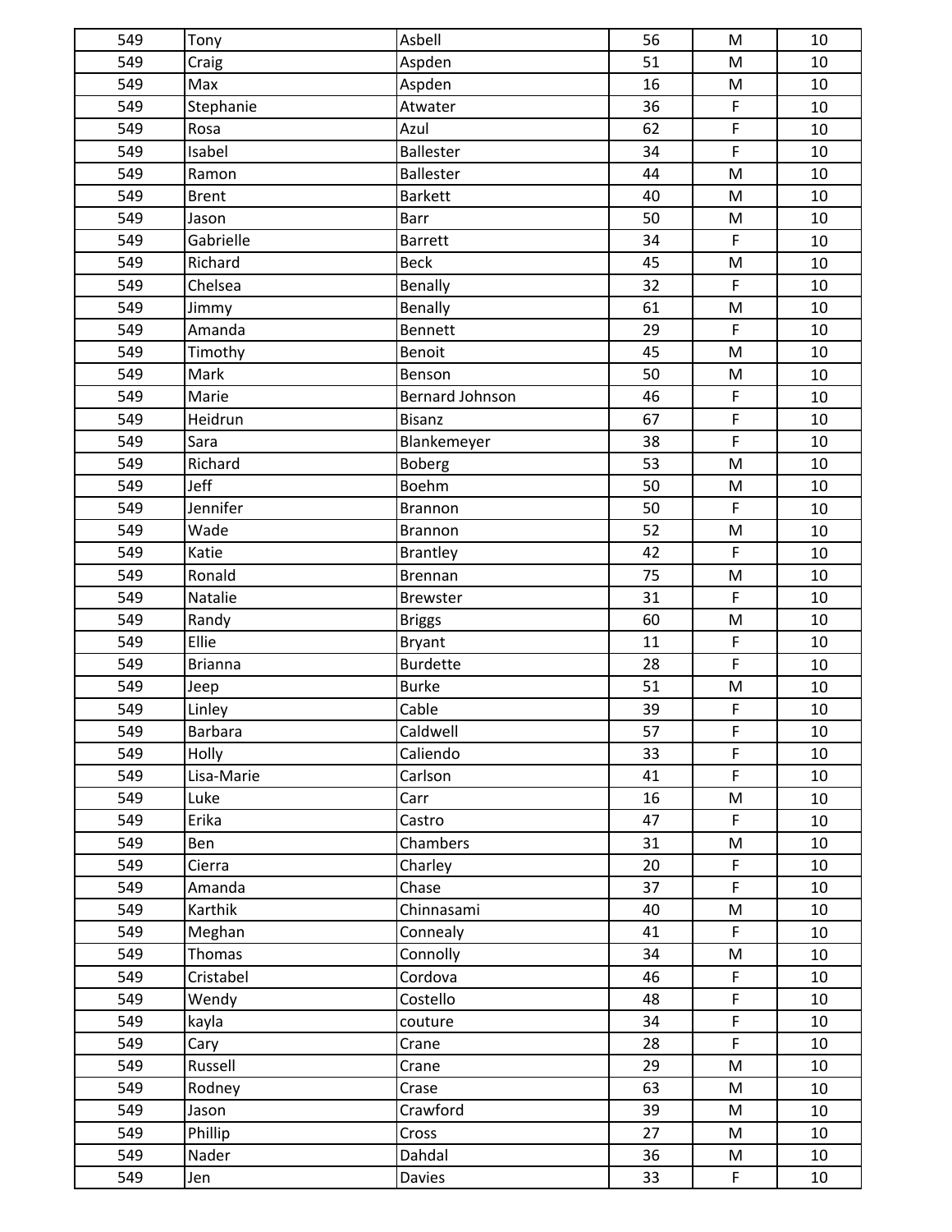| | | | | | |
|---|---|---|---|---|---|
| 549 | Tony | Asbell | 56 | M | 10 |
| 549 | Craig | Aspden | 51 | M | 10 |
| 549 | Max | Aspden | 16 | M | 10 |
| 549 | Stephanie | Atwater | 36 | F | 10 |
| 549 | Rosa | Azul | 62 | F | 10 |
| 549 | Isabel | Ballester | 34 | F | 10 |
| 549 | Ramon | Ballester | 44 | M | 10 |
| 549 | Brent | Barkett | 40 | M | 10 |
| 549 | Jason | Barr | 50 | M | 10 |
| 549 | Gabrielle | Barrett | 34 | F | 10 |
| 549 | Richard | Beck | 45 | M | 10 |
| 549 | Chelsea | Benally | 32 | F | 10 |
| 549 | Jimmy | Benally | 61 | M | 10 |
| 549 | Amanda | Bennett | 29 | F | 10 |
| 549 | Timothy | Benoit | 45 | M | 10 |
| 549 | Mark | Benson | 50 | M | 10 |
| 549 | Marie | Bernard Johnson | 46 | F | 10 |
| 549 | Heidrun | Bisanz | 67 | F | 10 |
| 549 | Sara | Blankemeyer | 38 | F | 10 |
| 549 | Richard | Boberg | 53 | M | 10 |
| 549 | Jeff | Boehm | 50 | M | 10 |
| 549 | Jennifer | Brannon | 50 | F | 10 |
| 549 | Wade | Brannon | 52 | M | 10 |
| 549 | Katie | Brantley | 42 | F | 10 |
| 549 | Ronald | Brennan | 75 | M | 10 |
| 549 | Natalie | Brewster | 31 | F | 10 |
| 549 | Randy | Briggs | 60 | M | 10 |
| 549 | Ellie | Bryant | 11 | F | 10 |
| 549 | Brianna | Burdette | 28 | F | 10 |
| 549 | Jeep | Burke | 51 | M | 10 |
| 549 | Linley | Cable | 39 | F | 10 |
| 549 | Barbara | Caldwell | 57 | F | 10 |
| 549 | Holly | Caliendo | 33 | F | 10 |
| 549 | Lisa-Marie | Carlson | 41 | F | 10 |
| 549 | Luke | Carr | 16 | M | 10 |
| 549 | Erika | Castro | 47 | F | 10 |
| 549 | Ben | Chambers | 31 | M | 10 |
| 549 | Cierra | Charley | 20 | F | 10 |
| 549 | Amanda | Chase | 37 | F | 10 |
| 549 | Karthik | Chinnasami | 40 | M | 10 |
| 549 | Meghan | Connealy | 41 | F | 10 |
| 549 | Thomas | Connolly | 34 | M | 10 |
| 549 | Cristabel | Cordova | 46 | F | 10 |
| 549 | Wendy | Costello | 48 | F | 10 |
| 549 | kayla | couture | 34 | F | 10 |
| 549 | Cary | Crane | 28 | F | 10 |
| 549 | Russell | Crane | 29 | M | 10 |
| 549 | Rodney | Crase | 63 | M | 10 |
| 549 | Jason | Crawford | 39 | M | 10 |
| 549 | Phillip | Cross | 27 | M | 10 |
| 549 | Nader | Dahdal | 36 | M | 10 |
| 549 | Jen | Davies | 33 | F | 10 |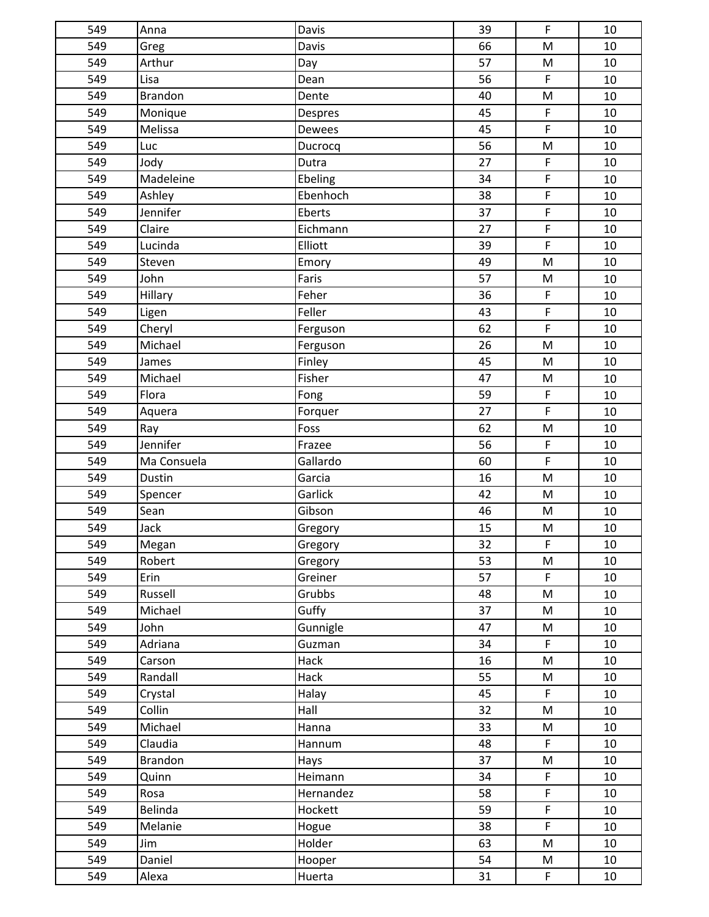| 549 | Anna | Davis | 39 | F | 10 |
|---|---|---|---|---|---|
| 549 | Greg | Davis | 66 | M | 10 |
| 549 | Arthur | Day | 57 | M | 10 |
| 549 | Lisa | Dean | 56 | F | 10 |
| 549 | Brandon | Dente | 40 | M | 10 |
| 549 | Monique | Despres | 45 | F | 10 |
| 549 | Melissa | Dewees | 45 | F | 10 |
| 549 | Luc | Ducrocq | 56 | M | 10 |
| 549 | Jody | Dutra | 27 | F | 10 |
| 549 | Madeleine | Ebeling | 34 | F | 10 |
| 549 | Ashley | Ebenhoch | 38 | F | 10 |
| 549 | Jennifer | Eberts | 37 | F | 10 |
| 549 | Claire | Eichmann | 27 | F | 10 |
| 549 | Lucinda | Elliott | 39 | F | 10 |
| 549 | Steven | Emory | 49 | M | 10 |
| 549 | John | Faris | 57 | M | 10 |
| 549 | Hillary | Feher | 36 | F | 10 |
| 549 | Ligen | Feller | 43 | F | 10 |
| 549 | Cheryl | Ferguson | 62 | F | 10 |
| 549 | Michael | Ferguson | 26 | M | 10 |
| 549 | James | Finley | 45 | M | 10 |
| 549 | Michael | Fisher | 47 | M | 10 |
| 549 | Flora | Fong | 59 | F | 10 |
| 549 | Aquera | Forquer | 27 | F | 10 |
| 549 | Ray | Foss | 62 | M | 10 |
| 549 | Jennifer | Frazee | 56 | F | 10 |
| 549 | Ma Consuela | Gallardo | 60 | F | 10 |
| 549 | Dustin | Garcia | 16 | M | 10 |
| 549 | Spencer | Garlick | 42 | M | 10 |
| 549 | Sean | Gibson | 46 | M | 10 |
| 549 | Jack | Gregory | 15 | M | 10 |
| 549 | Megan | Gregory | 32 | F | 10 |
| 549 | Robert | Gregory | 53 | M | 10 |
| 549 | Erin | Greiner | 57 | F | 10 |
| 549 | Russell | Grubbs | 48 | M | 10 |
| 549 | Michael | Guffy | 37 | M | 10 |
| 549 | John | Gunnigle | 47 | M | 10 |
| 549 | Adriana | Guzman | 34 | F | 10 |
| 549 | Carson | Hack | 16 | M | 10 |
| 549 | Randall | Hack | 55 | M | 10 |
| 549 | Crystal | Halay | 45 | F | 10 |
| 549 | Collin | Hall | 32 | M | 10 |
| 549 | Michael | Hanna | 33 | M | 10 |
| 549 | Claudia | Hannum | 48 | F | 10 |
| 549 | Brandon | Hays | 37 | M | 10 |
| 549 | Quinn | Heimann | 34 | F | 10 |
| 549 | Rosa | Hernandez | 58 | F | 10 |
| 549 | Belinda | Hockett | 59 | F | 10 |
| 549 | Melanie | Hogue | 38 | F | 10 |
| 549 | Jim | Holder | 63 | M | 10 |
| 549 | Daniel | Hooper | 54 | M | 10 |
| 549 | Alexa | Huerta | 31 | F | 10 |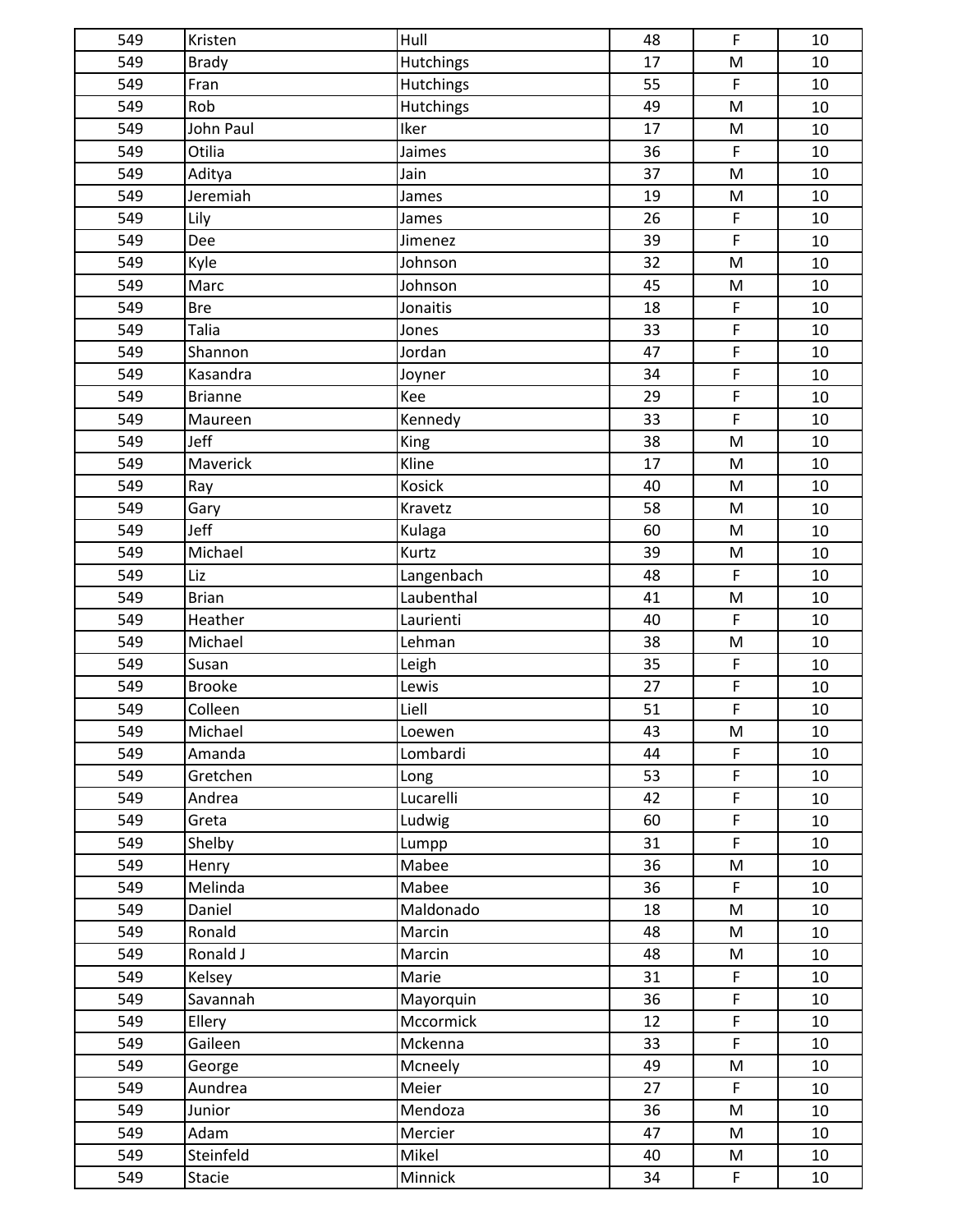| 549 | Kristen | Hull | 48 | F | 10 |
|---|---|---|---|---|---|
| 549 | Brady | Hutchings | 17 | M | 10 |
| 549 | Fran | Hutchings | 55 | F | 10 |
| 549 | Rob | Hutchings | 49 | M | 10 |
| 549 | John Paul | Iker | 17 | M | 10 |
| 549 | Otilia | Jaimes | 36 | F | 10 |
| 549 | Aditya | Jain | 37 | M | 10 |
| 549 | Jeremiah | James | 19 | M | 10 |
| 549 | Lily | James | 26 | F | 10 |
| 549 | Dee | Jimenez | 39 | F | 10 |
| 549 | Kyle | Johnson | 32 | M | 10 |
| 549 | Marc | Johnson | 45 | M | 10 |
| 549 | Bre | Jonaitis | 18 | F | 10 |
| 549 | Talia | Jones | 33 | F | 10 |
| 549 | Shannon | Jordan | 47 | F | 10 |
| 549 | Kasandra | Joyner | 34 | F | 10 |
| 549 | Brianne | Kee | 29 | F | 10 |
| 549 | Maureen | Kennedy | 33 | F | 10 |
| 549 | Jeff | King | 38 | M | 10 |
| 549 | Maverick | Kline | 17 | M | 10 |
| 549 | Ray | Kosick | 40 | M | 10 |
| 549 | Gary | Kravetz | 58 | M | 10 |
| 549 | Jeff | Kulaga | 60 | M | 10 |
| 549 | Michael | Kurtz | 39 | M | 10 |
| 549 | Liz | Langenbach | 48 | F | 10 |
| 549 | Brian | Laubenthal | 41 | M | 10 |
| 549 | Heather | Laurienti | 40 | F | 10 |
| 549 | Michael | Lehman | 38 | M | 10 |
| 549 | Susan | Leigh | 35 | F | 10 |
| 549 | Brooke | Lewis | 27 | F | 10 |
| 549 | Colleen | Liell | 51 | F | 10 |
| 549 | Michael | Loewen | 43 | M | 10 |
| 549 | Amanda | Lombardi | 44 | F | 10 |
| 549 | Gretchen | Long | 53 | F | 10 |
| 549 | Andrea | Lucarelli | 42 | F | 10 |
| 549 | Greta | Ludwig | 60 | F | 10 |
| 549 | Shelby | Lumpp | 31 | F | 10 |
| 549 | Henry | Mabee | 36 | M | 10 |
| 549 | Melinda | Mabee | 36 | F | 10 |
| 549 | Daniel | Maldonado | 18 | M | 10 |
| 549 | Ronald | Marcin | 48 | M | 10 |
| 549 | Ronald J | Marcin | 48 | M | 10 |
| 549 | Kelsey | Marie | 31 | F | 10 |
| 549 | Savannah | Mayorquin | 36 | F | 10 |
| 549 | Ellery | Mccormick | 12 | F | 10 |
| 549 | Gaileen | Mckenna | 33 | F | 10 |
| 549 | George | Mcneely | 49 | M | 10 |
| 549 | Aundrea | Meier | 27 | F | 10 |
| 549 | Junior | Mendoza | 36 | M | 10 |
| 549 | Adam | Mercier | 47 | M | 10 |
| 549 | Steinfeld | Mikel | 40 | M | 10 |
| 549 | Stacie | Minnick | 34 | F | 10 |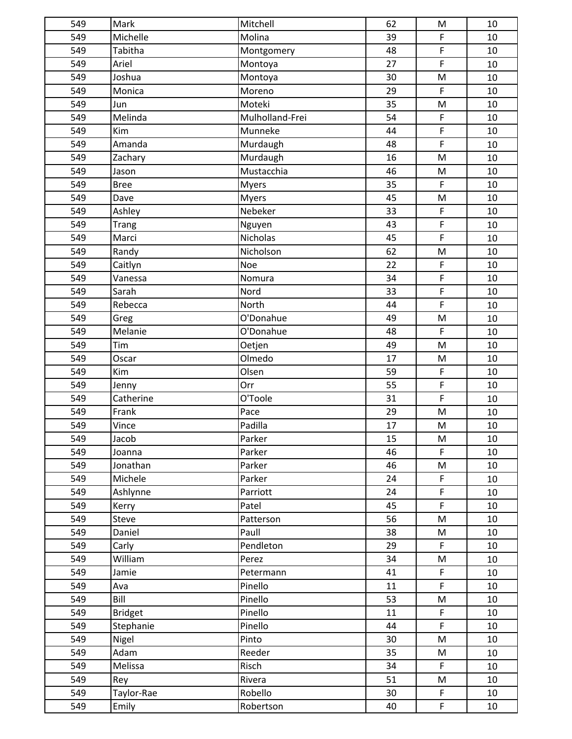| 549 | Mark | Mitchell | 62 | M | 10 |
|---|---|---|---|---|---|
| 549 | Michelle | Molina | 39 | F | 10 |
| 549 | Tabitha | Montgomery | 48 | F | 10 |
| 549 | Ariel | Montoya | 27 | F | 10 |
| 549 | Joshua | Montoya | 30 | M | 10 |
| 549 | Monica | Moreno | 29 | F | 10 |
| 549 | Jun | Moteki | 35 | M | 10 |
| 549 | Melinda | Mulholland-Frei | 54 | F | 10 |
| 549 | Kim | Munneke | 44 | F | 10 |
| 549 | Amanda | Murdaugh | 48 | F | 10 |
| 549 | Zachary | Murdaugh | 16 | M | 10 |
| 549 | Jason | Mustacchia | 46 | M | 10 |
| 549 | Bree | Myers | 35 | F | 10 |
| 549 | Dave | Myers | 45 | M | 10 |
| 549 | Ashley | Nebeker | 33 | F | 10 |
| 549 | Trang | Nguyen | 43 | F | 10 |
| 549 | Marci | Nicholas | 45 | F | 10 |
| 549 | Randy | Nicholson | 62 | M | 10 |
| 549 | Caitlyn | Noe | 22 | F | 10 |
| 549 | Vanessa | Nomura | 34 | F | 10 |
| 549 | Sarah | Nord | 33 | F | 10 |
| 549 | Rebecca | North | 44 | F | 10 |
| 549 | Greg | O'Donahue | 49 | M | 10 |
| 549 | Melanie | O'Donahue | 48 | F | 10 |
| 549 | Tim | Oetjen | 49 | M | 10 |
| 549 | Oscar | Olmedo | 17 | M | 10 |
| 549 | Kim | Olsen | 59 | F | 10 |
| 549 | Jenny | Orr | 55 | F | 10 |
| 549 | Catherine | O'Toole | 31 | F | 10 |
| 549 | Frank | Pace | 29 | M | 10 |
| 549 | Vince | Padilla | 17 | M | 10 |
| 549 | Jacob | Parker | 15 | M | 10 |
| 549 | Joanna | Parker | 46 | F | 10 |
| 549 | Jonathan | Parker | 46 | M | 10 |
| 549 | Michele | Parker | 24 | F | 10 |
| 549 | Ashlynne | Parriott | 24 | F | 10 |
| 549 | Kerry | Patel | 45 | F | 10 |
| 549 | Steve | Patterson | 56 | M | 10 |
| 549 | Daniel | Paull | 38 | M | 10 |
| 549 | Carly | Pendleton | 29 | F | 10 |
| 549 | William | Perez | 34 | M | 10 |
| 549 | Jamie | Petermann | 41 | F | 10 |
| 549 | Ava | Pinello | 11 | F | 10 |
| 549 | Bill | Pinello | 53 | M | 10 |
| 549 | Bridget | Pinello | 11 | F | 10 |
| 549 | Stephanie | Pinello | 44 | F | 10 |
| 549 | Nigel | Pinto | 30 | M | 10 |
| 549 | Adam | Reeder | 35 | M | 10 |
| 549 | Melissa | Risch | 34 | F | 10 |
| 549 | Rey | Rivera | 51 | M | 10 |
| 549 | Taylor-Rae | Robello | 30 | F | 10 |
| 549 | Emily | Robertson | 40 | F | 10 |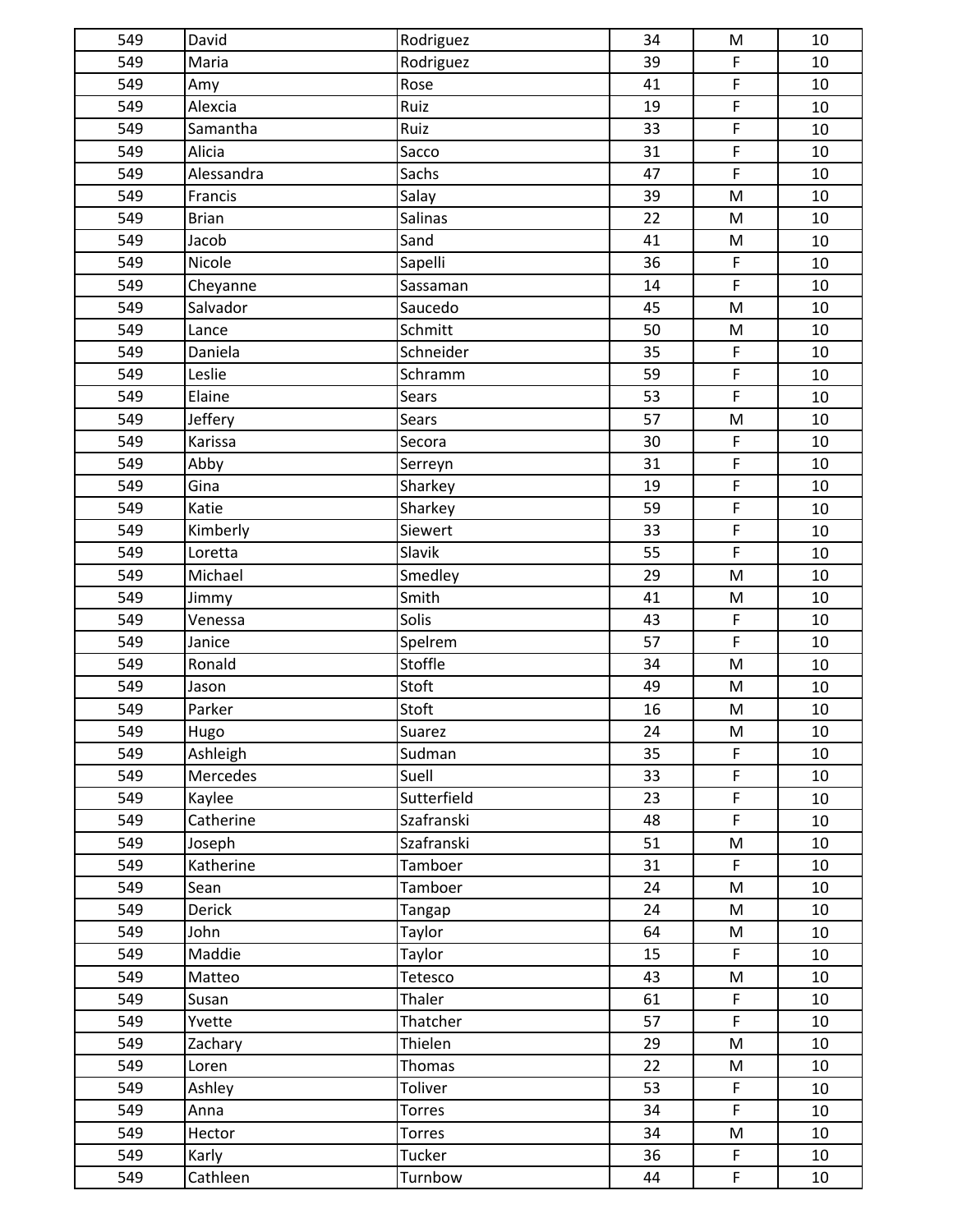| 549 | David | Rodriguez | 34 | M | 10 |
|---|---|---|---|---|---|
| 549 | Maria | Rodriguez | 39 | F | 10 |
| 549 | Amy | Rose | 41 | F | 10 |
| 549 | Alexcia | Ruiz | 19 | F | 10 |
| 549 | Samantha | Ruiz | 33 | F | 10 |
| 549 | Alicia | Sacco | 31 | F | 10 |
| 549 | Alessandra | Sachs | 47 | F | 10 |
| 549 | Francis | Salay | 39 | M | 10 |
| 549 | Brian | Salinas | 22 | M | 10 |
| 549 | Jacob | Sand | 41 | M | 10 |
| 549 | Nicole | Sapelli | 36 | F | 10 |
| 549 | Cheyanne | Sassaman | 14 | F | 10 |
| 549 | Salvador | Saucedo | 45 | M | 10 |
| 549 | Lance | Schmitt | 50 | M | 10 |
| 549 | Daniela | Schneider | 35 | F | 10 |
| 549 | Leslie | Schramm | 59 | F | 10 |
| 549 | Elaine | Sears | 53 | F | 10 |
| 549 | Jeffery | Sears | 57 | M | 10 |
| 549 | Karissa | Secora | 30 | F | 10 |
| 549 | Abby | Serreyn | 31 | F | 10 |
| 549 | Gina | Sharkey | 19 | F | 10 |
| 549 | Katie | Sharkey | 59 | F | 10 |
| 549 | Kimberly | Siewert | 33 | F | 10 |
| 549 | Loretta | Slavik | 55 | F | 10 |
| 549 | Michael | Smedley | 29 | M | 10 |
| 549 | Jimmy | Smith | 41 | M | 10 |
| 549 | Venessa | Solis | 43 | F | 10 |
| 549 | Janice | Spelrem | 57 | F | 10 |
| 549 | Ronald | Stoffle | 34 | M | 10 |
| 549 | Jason | Stoft | 49 | M | 10 |
| 549 | Parker | Stoft | 16 | M | 10 |
| 549 | Hugo | Suarez | 24 | M | 10 |
| 549 | Ashleigh | Sudman | 35 | F | 10 |
| 549 | Mercedes | Suell | 33 | F | 10 |
| 549 | Kaylee | Sutterfield | 23 | F | 10 |
| 549 | Catherine | Szafranski | 48 | F | 10 |
| 549 | Joseph | Szafranski | 51 | M | 10 |
| 549 | Katherine | Tamboer | 31 | F | 10 |
| 549 | Sean | Tamboer | 24 | M | 10 |
| 549 | Derick | Tangap | 24 | M | 10 |
| 549 | John | Taylor | 64 | M | 10 |
| 549 | Maddie | Taylor | 15 | F | 10 |
| 549 | Matteo | Tetesco | 43 | M | 10 |
| 549 | Susan | Thaler | 61 | F | 10 |
| 549 | Yvette | Thatcher | 57 | F | 10 |
| 549 | Zachary | Thielen | 29 | M | 10 |
| 549 | Loren | Thomas | 22 | M | 10 |
| 549 | Ashley | Toliver | 53 | F | 10 |
| 549 | Anna | Torres | 34 | F | 10 |
| 549 | Hector | Torres | 34 | M | 10 |
| 549 | Karly | Tucker | 36 | F | 10 |
| 549 | Cathleen | Turnbow | 44 | F | 10 |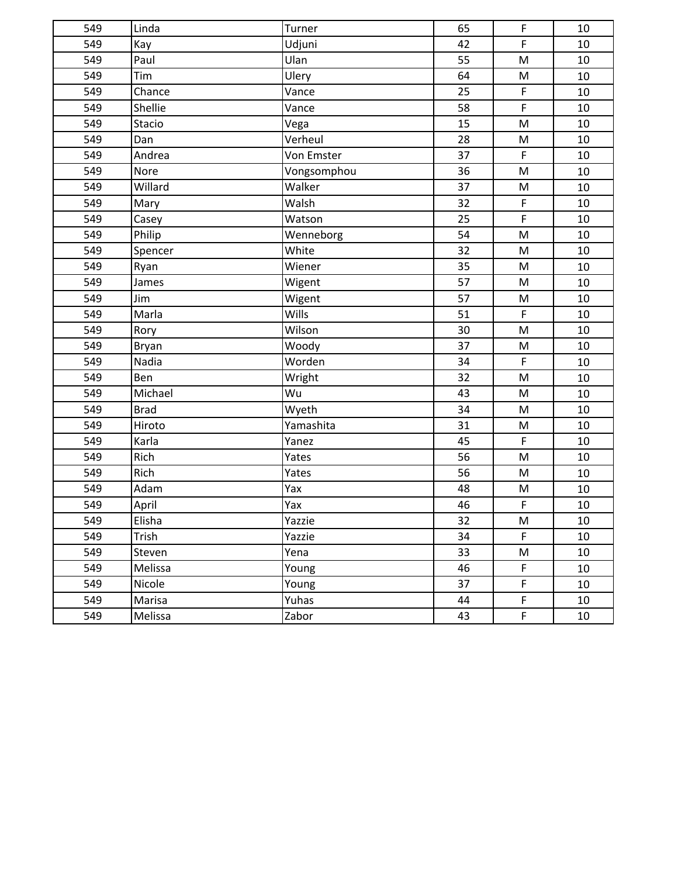| | | | | | |
|---|---|---|---|---|---|
| 549 | Linda | Turner | 65 | F | 10 |
| 549 | Kay | Udjuni | 42 | F | 10 |
| 549 | Paul | Ulan | 55 | M | 10 |
| 549 | Tim | Ulery | 64 | M | 10 |
| 549 | Chance | Vance | 25 | F | 10 |
| 549 | Shellie | Vance | 58 | F | 10 |
| 549 | Stacio | Vega | 15 | M | 10 |
| 549 | Dan | Verheul | 28 | M | 10 |
| 549 | Andrea | Von Emster | 37 | F | 10 |
| 549 | Nore | Vongsomphou | 36 | M | 10 |
| 549 | Willard | Walker | 37 | M | 10 |
| 549 | Mary | Walsh | 32 | F | 10 |
| 549 | Casey | Watson | 25 | F | 10 |
| 549 | Philip | Wenneborg | 54 | M | 10 |
| 549 | Spencer | White | 32 | M | 10 |
| 549 | Ryan | Wiener | 35 | M | 10 |
| 549 | James | Wigent | 57 | M | 10 |
| 549 | Jim | Wigent | 57 | M | 10 |
| 549 | Marla | Wills | 51 | F | 10 |
| 549 | Rory | Wilson | 30 | M | 10 |
| 549 | Bryan | Woody | 37 | M | 10 |
| 549 | Nadia | Worden | 34 | F | 10 |
| 549 | Ben | Wright | 32 | M | 10 |
| 549 | Michael | Wu | 43 | M | 10 |
| 549 | Brad | Wyeth | 34 | M | 10 |
| 549 | Hiroto | Yamashita | 31 | M | 10 |
| 549 | Karla | Yanez | 45 | F | 10 |
| 549 | Rich | Yates | 56 | M | 10 |
| 549 | Rich | Yates | 56 | M | 10 |
| 549 | Adam | Yax | 48 | M | 10 |
| 549 | April | Yax | 46 | F | 10 |
| 549 | Elisha | Yazzie | 32 | M | 10 |
| 549 | Trish | Yazzie | 34 | F | 10 |
| 549 | Steven | Yena | 33 | M | 10 |
| 549 | Melissa | Young | 46 | F | 10 |
| 549 | Nicole | Young | 37 | F | 10 |
| 549 | Marisa | Yuhas | 44 | F | 10 |
| 549 | Melissa | Zabor | 43 | F | 10 |